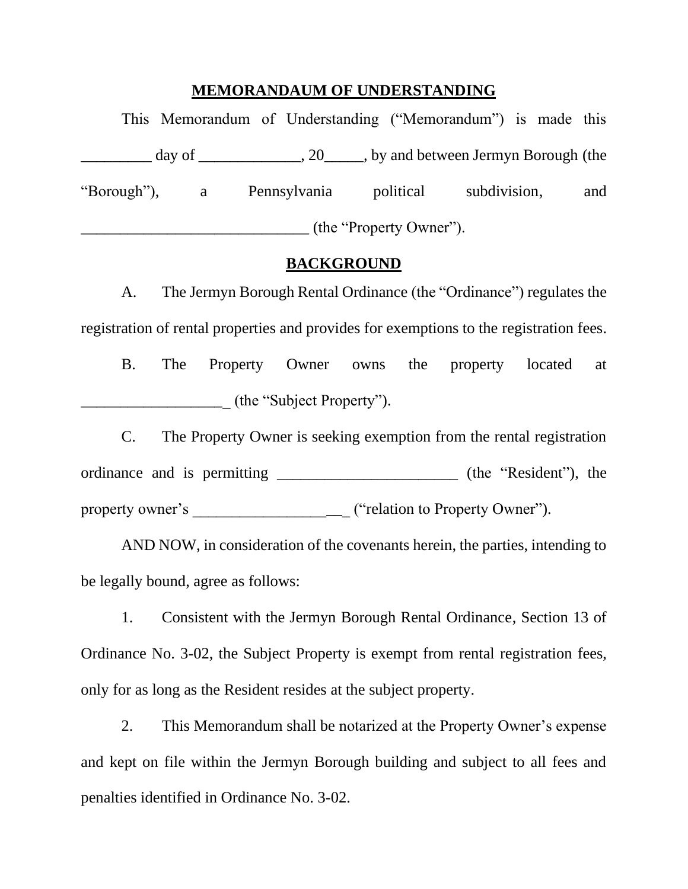# MEMORANDAUM OF UNDERSTANDING

This Memorandum of Understanding ("Memorandum") is made this _________ day of _____________, 20_____, by and between Jermyn Borough (the "Borough"), a Pennsylvania political subdivision, and _____________________________ (the "Property Owner").

## BACKGROUND

A. The Jermyn Borough Rental Ordinance (the "Ordinance") regulates the registration of rental properties and provides for exemptions to the registration fees.

B. The Property Owner owns the property located at ___________________ (the "Subject Property").

C. The Property Owner is seeking exemption from the rental registration ordinance and is permitting _______________________ (the "Resident"), the property owner's _____________________ ("relation to Property Owner").

AND NOW, in consideration of the covenants herein, the parties, intending to be legally bound, agree as follows:

1. Consistent with the Jermyn Borough Rental Ordinance, Section 13 of Ordinance No. 3-02, the Subject Property is exempt from rental registration fees, only for as long as the Resident resides at the subject property.

2. This Memorandum shall be notarized at the Property Owner's expense and kept on file within the Jermyn Borough building and subject to all fees and penalties identified in Ordinance No. 3-02.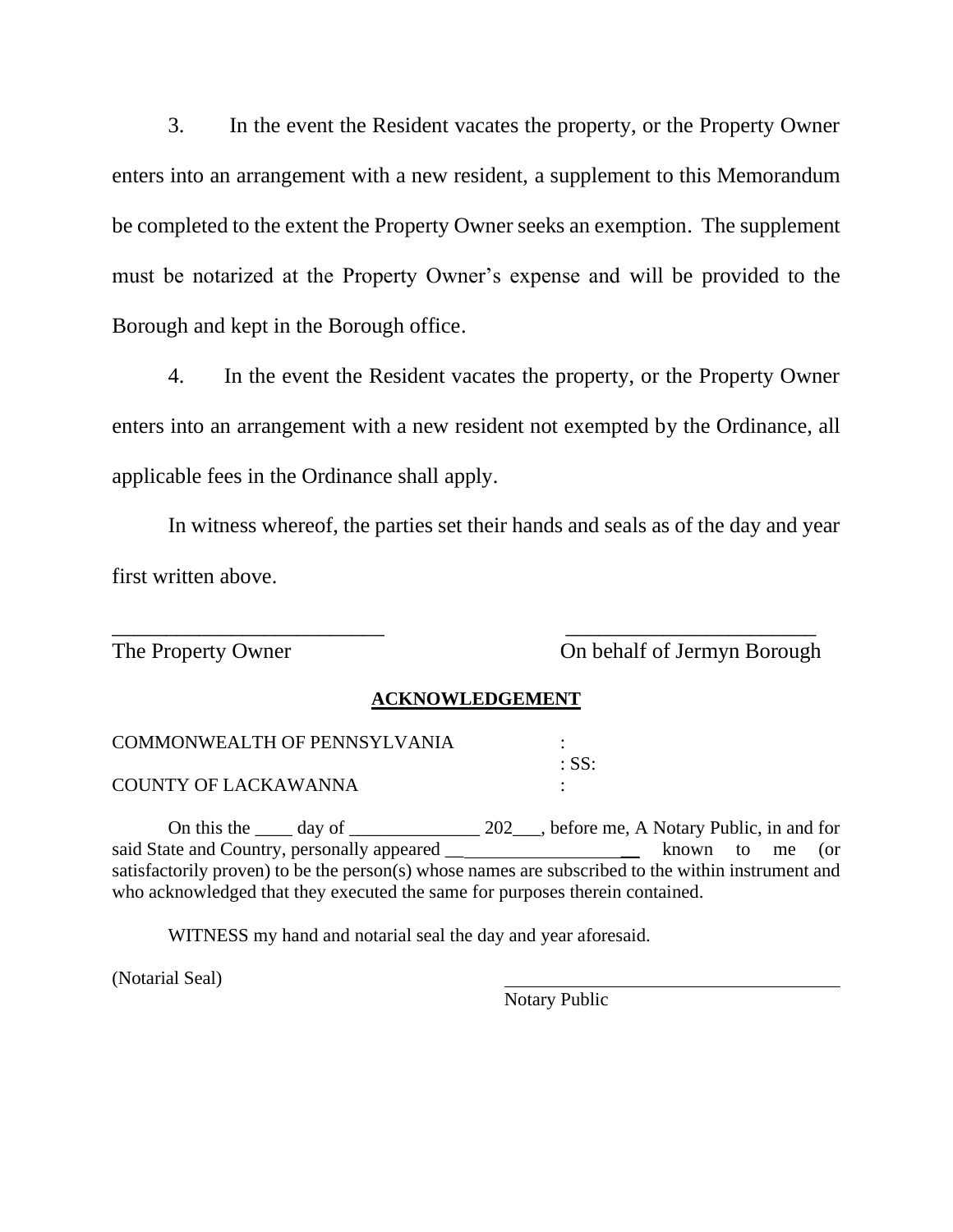3. In the event the Resident vacates the property, or the Property Owner enters into an arrangement with a new resident, a supplement to this Memorandum be completed to the extent the Property Owner seeks an exemption. The supplement must be notarized at the Property Owner's expense and will be provided to the Borough and kept in the Borough office.

4. In the event the Resident vacates the property, or the Property Owner enters into an arrangement with a new resident not exempted by the Ordinance, all applicable fees in the Ordinance shall apply.

In witness whereof, the parties set their hands and seals as of the day and year first written above.

| | |
|---|---|
| ___________________________ | ___________________________ |
| The Property Owner | On behalf of Jermyn Borough |

**ACKNOWLEDGEMENT**

COMMONWEALTH OF PENNSYLVANIA :
: SS:
COUNTY OF LACKAWANNA :

On this the ____ day of ______________ 202___, before me, A Notary Public, in and for said State and Country, personally appeared ____________________ known to me (or satisfactorily proven) to be the person(s) whose names are subscribed to the within instrument and who acknowledged that they executed the same for purposes therein contained.

WITNESS my hand and notarial seal the day and year aforesaid.

(Notarial Seal)

_____________________________________
Notary Public